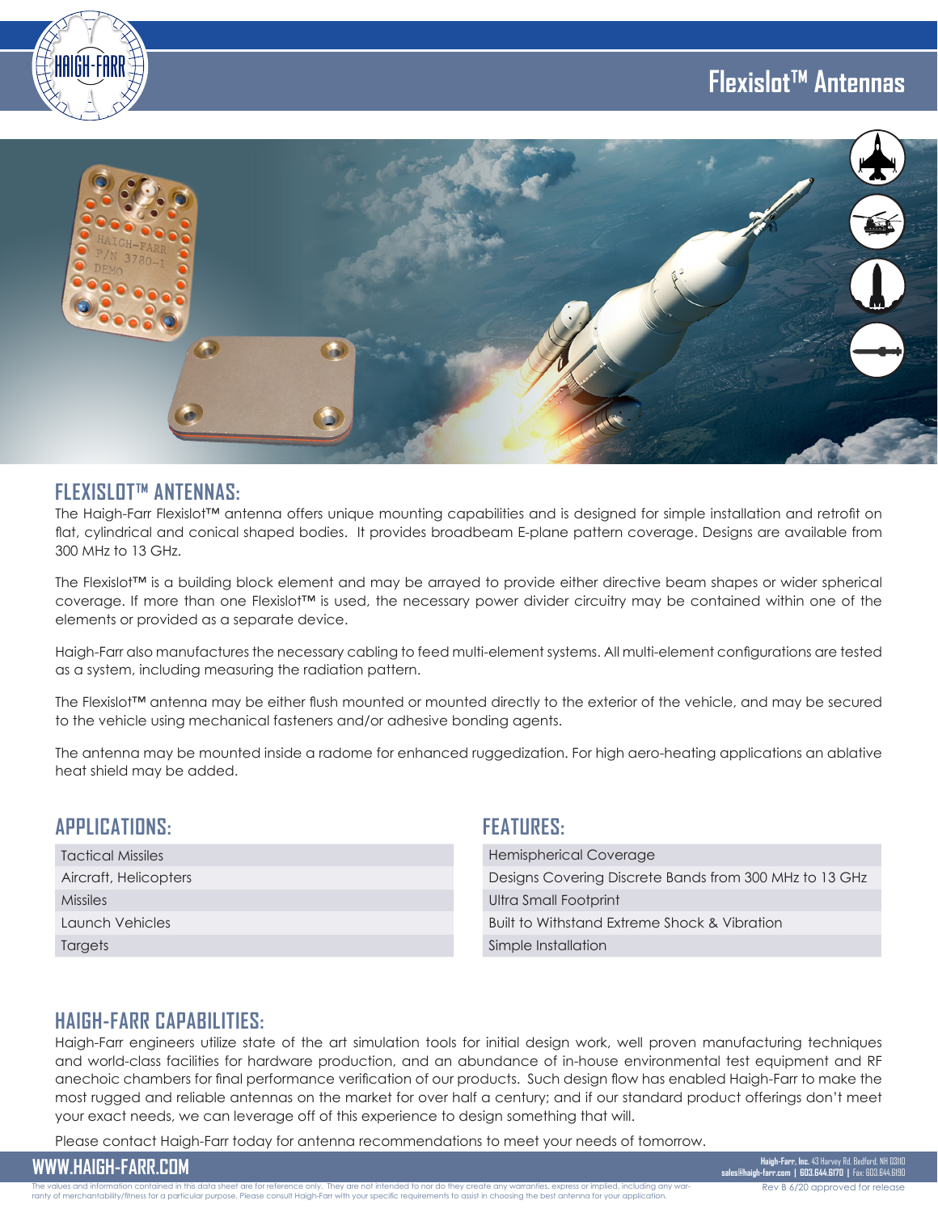# Flexislot™ Antennas

## FLEXISLOT™ ANTENNAS:

The Haigh-Farr Flexislot™ antenna offers unique mounting capabilities and is designed for simple installation and retrofit on flat, cylindrical and conical shaped bodies. It provides broadbeam E-plane pattern coverage. Designs are available from 300 MHz to 13 GHz.

The Flexislot™ is a building block element and may be arrayed to provide either directive beam shapes or wider spherical coverage. If more than one Flexislot™ is used, the necessary power divider circuitry may be contained within one of the elements or provided as a separate device.

Haigh-Farr also manufactures the necessary cabling to feed multi-element systems. All multi-element configurations are tested as a system, including measuring the radiation pattern.

The Flexislot™ antenna may be either flush mounted or mounted directly to the exterior of the vehicle, and may be secured to the vehicle using mechanical fasteners and/or adhesive bonding agents.

The antenna may be mounted inside a radome for enhanced ruggedization. For high aero-heating applications an ablative heat shield may be added.

## APPLICATIONS:

- Tactical Missiles
- Aircraft, Helicopters
- Missiles
- Launch Vehicles
- Targets

## FEATURES:

- Hemispherical Coverage
- Designs Covering Discrete Bands from 300 MHz to 13 GHz
- Ultra Small Footprint
- Built to Withstand Extreme Shock & Vibration
- Simple Installation

## HAIGH-FARR CAPABILITIES:

Haigh-Farr engineers utilize state of the art simulation tools for initial design work, well proven manufacturing techniques and world-class facilities for hardware production, and an abundance of in-house environmental test equipment and RF anechoic chambers for final performance verification of our products. Such design flow has enabled Haigh-Farr to make the most rugged and reliable antennas on the market for over half a century; and if our standard product offerings don't meet your exact needs, we can leverage off of this experience to design something that will.

Please contact Haigh-Farr today for antenna recommendations to meet your needs of tomorrow.

WWW.HAIGH-FARR.COM

**Haigh-Farr, Inc.** 43 Harvey Rd, Bedford, NH 03110
**sales@haigh-farr.com | 603.644.6170 |** Fax: 603.644.6190

The values and information contained in this data sheet are for reference only. They are not intended to nor do they create any warranties, express or implied, including any warranty of merchantability/fitness for a particular purpose. Please consult Haigh-Farr with your specific requirements to assist in choosing the best antenna for your application.

Rev B 6/20 approved for release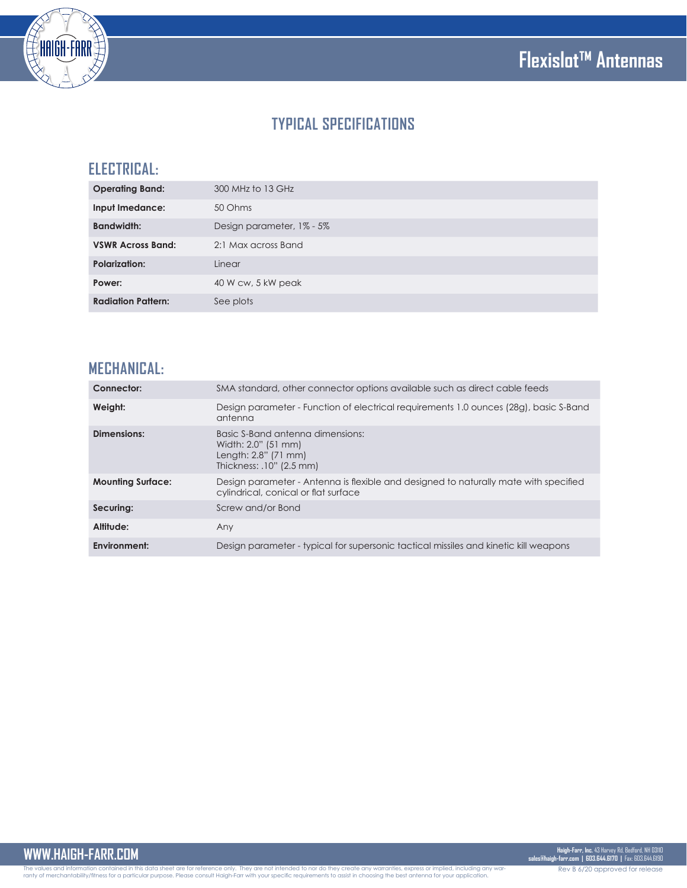# TYPICAL SPECIFICATIONS

## ELECTRICAL:

| | |
|---|---|
| **Operating Band:** | 300 MHz to 13 GHz |
| **Input Imedance:** | 50 Ohms |
| **Bandwidth:** | Design parameter, 1% - 5% |
| **VSWR Across Band:** | 2:1 Max across Band |
| **Polarization:** | Linear |
| **Power:** | 40 W cw, 5 kW peak |
| **Radiation Pattern:** | See plots |

## MECHANICAL:

| | |
|---|---|
| **Connector:** | SMA standard, other connector options available such as direct cable feeds |
| **Weight:** | Design parameter - Function of electrical requirements 1.0 ounces (28g), basic S-Band antenna |
| **Dimensions:** | Basic S-Band antenna dimensions:<br>Width: 2.0" (51 mm)<br>Length: 2.8" (71 mm)<br>Thickness: .10" (2.5 mm) |
| **Mounting Surface:** | Design parameter - Antenna is flexible and designed to naturally mate with specified cylindrical, conical or flat surface |
| **Securing:** | Screw and/or Bond |
| **Altitude:** | Any |
| **Environment:** | Design parameter - typical for supersonic tactical missiles and kinetic kill weapons |

The values and information contained in this data sheet are for reference only. They are not intended to nor do they create any warranties, express or implied, including any warranty of merchantability/fitness for a particular purpose. Please consult Haigh-Farr with your specific requirements to assist in choosing the best antenna for your application.

Rev B 6/20 approved for release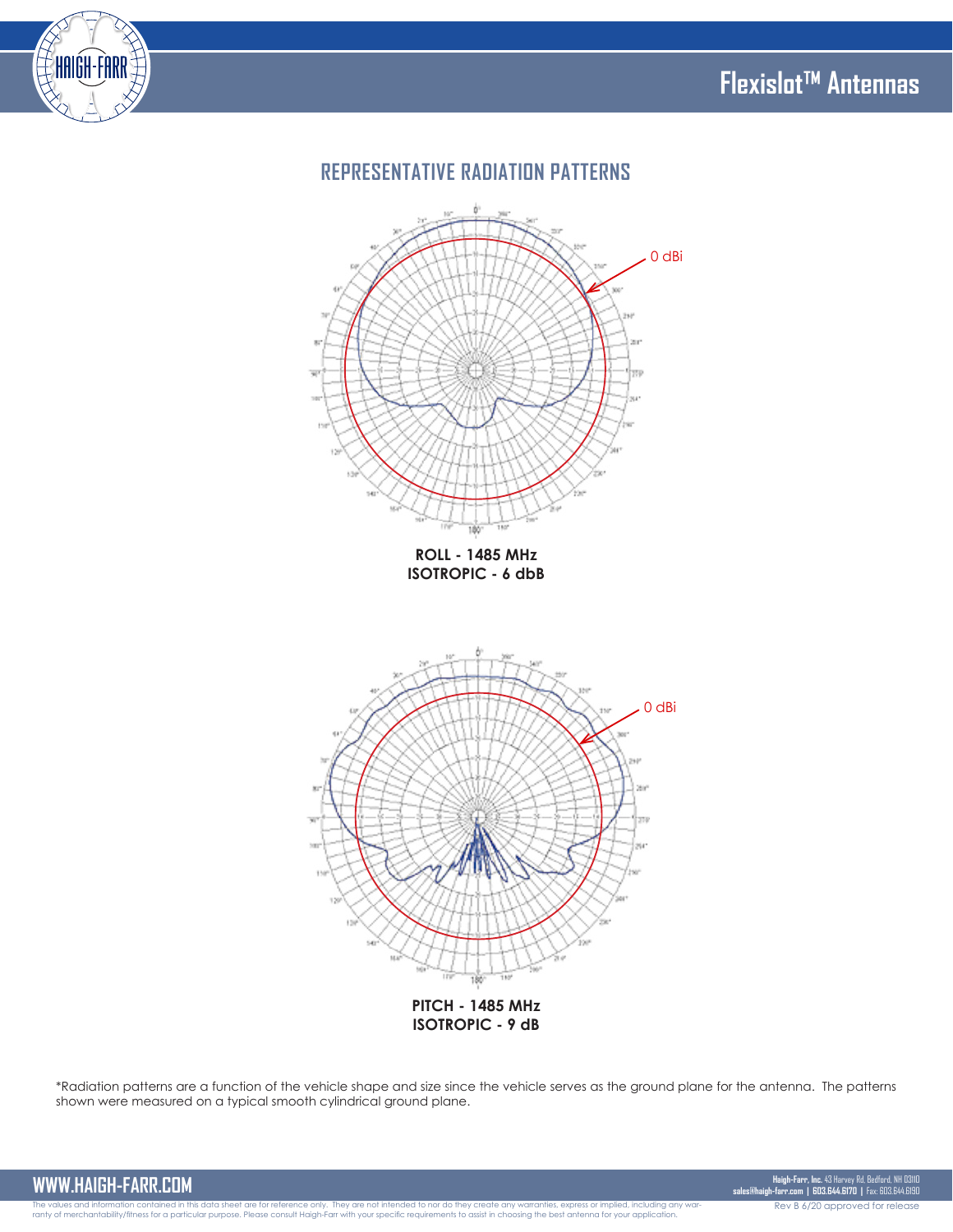## REPRESENTATIVE RADIATION PATTERNS

0 dBi

**ROLL - 1485 MHz**
**ISOTROPIC - 6 dbB**

0 dBi

**PITCH - 1485 MHz**
**ISOTROPIC - 9 dB**

*Radiation patterns are a function of the vehicle shape and size since the vehicle serves as the ground plane for the antenna. The patterns shown were measured on a typical smooth cylindrical ground plane.

WWW.HAIGH-FARR.COM

**Haigh-Farr, Inc.** 43 Harvey Rd, Bedford, NH 03110
**sales@haigh-farr.com | 603.644.6170 |** Fax: 603.644.6190

The values and information contained in this data sheet are for reference only. They are not intended to nor do they create any warranties, express or implied, including any warranty of merchantability/fitness for a particular purpose. Please consult Haigh-Farr with your specific requirements to assist in choosing the best antenna for your application.

Rev B 6/20 approved for release